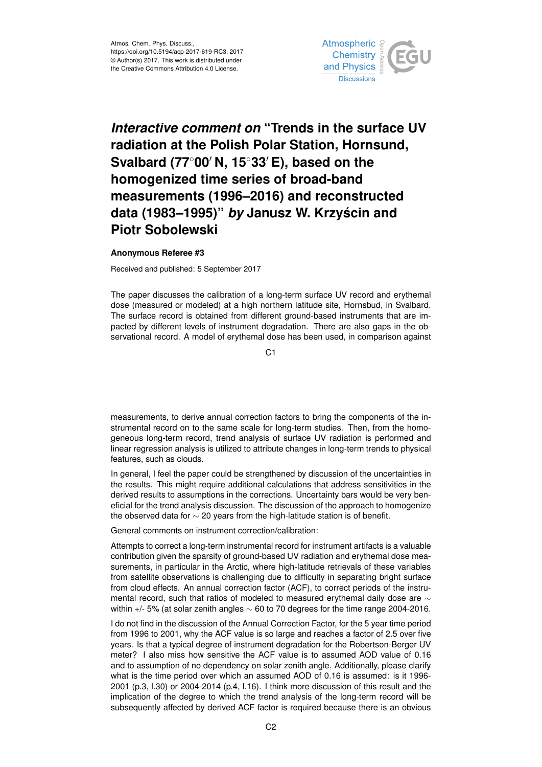# *Interactive comment on* "Trends in the surface UV radiation at the Polish Polar Station, Hornsund, Svalbard (77°00′ N, 15°33′ E), based on the homogenized time series of broad-band measurements (1996–2016) and reconstructed data (1983–1995)" *by* Janusz W. Krzyścin and Piotr Sobolewski

**Anonymous Referee #3**

Received and published: 5 September 2017

The paper discusses the calibration of a long-term surface UV record and erythemal dose (measured or modeled) at a high northern latitude site, Hornsbud, in Svalbard. The surface record is obtained from different ground-based instruments that are impacted by different levels of instrument degradation. There are also gaps in the observational record. A model of erythemal dose has been used, in comparison against measurements, to derive annual correction factors to bring the components of the instrumental record on to the same scale for long-term studies. Then, from the homogeneous long-term record, trend analysis of surface UV radiation is performed and linear regression analysis is utilized to attribute changes in long-term trends to physical features, such as clouds.

In general, I feel the paper could be strengthened by discussion of the uncertainties in the results. This might require additional calculations that address sensitivities in the derived results to assumptions in the corrections. Uncertainty bars would be very beneficial for the trend analysis discussion. The discussion of the approach to homogenize the observed data for ∼ 20 years from the high-latitude station is of benefit.

General comments on instrument correction/calibration:

Attempts to correct a long-term instrumental record for instrument artifacts is a valuable contribution given the sparsity of ground-based UV radiation and erythemal dose measurements, in particular in the Arctic, where high-latitude retrievals of these variables from satellite observations is challenging due to difficulty in separating bright surface from cloud effects. An annual correction factor (ACF), to correct periods of the instrumental record, such that ratios of modeled to measured erythemal daily dose are ∼ within +/- 5% (at solar zenith angles ∼ 60 to 70 degrees for the time range 2004-2016.

I do not find in the discussion of the Annual Correction Factor, for the 5 year time period from 1996 to 2001, why the ACF value is so large and reaches a factor of 2.5 over five years. Is that a typical degree of instrument degradation for the Robertson-Berger UV meter? I also miss how sensitive the ACF value is to assumed AOD value of 0.16 and to assumption of no dependency on solar zenith angle. Additionally, please clarify what is the time period over which an assumed AOD of 0.16 is assumed: is it 1996-2001 (p.3, l.30) or 2004-2014 (p.4, l.16). I think more discussion of this result and the implication of the degree to which the trend analysis of the long-term record will be subsequently affected by derived ACF factor is required because there is an obvious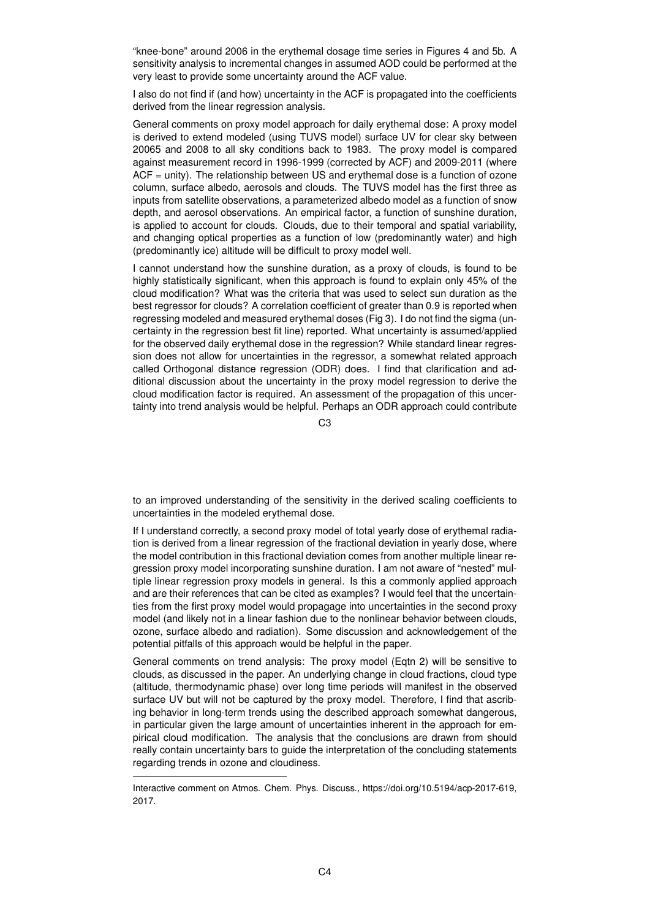"knee-bone" around 2006 in the erythemal dosage time series in Figures 4 and 5b. A sensitivity analysis to incremental changes in assumed AOD could be performed at the very least to provide some uncertainty around the ACF value.

I also do not find if (and how) uncertainty in the ACF is propagated into the coefficients derived from the linear regression analysis.

General comments on proxy model approach for daily erythemal dose: A proxy model is derived to extend modeled (using TUVS model) surface UV for clear sky between 20065 and 2008 to all sky conditions back to 1983. The proxy model is compared against measurement record in 1996-1999 (corrected by ACF) and 2009-2011 (where ACF = unity). The relationship between US and erythemal dose is a function of ozone column, surface albedo, aerosols and clouds. The TUVS model has the first three as inputs from satellite observations, a parameterized albedo model as a function of snow depth, and aerosol observations. An empirical factor, a function of sunshine duration, is applied to account for clouds. Clouds, due to their temporal and spatial variability, and changing optical properties as a function of low (predominantly water) and high (predominantly ice) altitude will be difficult to proxy model well.

I cannot understand how the sunshine duration, as a proxy of clouds, is found to be highly statistically significant, when this approach is found to explain only 45% of the cloud modification? What was the criteria that was used to select sun duration as the best regressor for clouds? A correlation coefficient of greater than 0.9 is reported when regressing modeled and measured erythemal doses (Fig 3). I do not find the sigma (uncertainty in the regression best fit line) reported. What uncertainty is assumed/applied for the observed daily erythemal dose in the regression? While standard linear regression does not allow for uncertainties in the regressor, a somewhat related approach called Orthogonal distance regression (ODR) does. I find that clarification and additional discussion about the uncertainty in the proxy model regression to derive the cloud modification factor is required. An assessment of the propagation of this uncertainty into trend analysis would be helpful. Perhaps an ODR approach could contribute to an improved understanding of the sensitivity in the derived scaling coefficients to uncertainties in the modeled erythemal dose.

If I understand correctly, a second proxy model of total yearly dose of erythemal radiation is derived from a linear regression of the fractional deviation in yearly dose, where the model contribution in this fractional deviation comes from another multiple linear regression proxy model incorporating sunshine duration. I am not aware of "nested" multiple linear regression proxy models in general. Is this a commonly applied approach and are their references that can be cited as examples? I would feel that the uncertainties from the first proxy model would propagage into uncertainties in the second proxy model (and likely not in a linear fashion due to the nonlinear behavior between clouds, ozone, surface albedo and radiation). Some discussion and acknowledgement of the potential pitfalls of this approach would be helpful in the paper.

General comments on trend analysis: The proxy model (Eqtn 2) will be sensitive to clouds, as discussed in the paper. An underlying change in cloud fractions, cloud type (altitude, thermodynamic phase) over long time periods will manifest in the observed surface UV but will not be captured by the proxy model. Therefore, I find that ascribing behavior in long-term trends using the described approach somewhat dangerous, in particular given the large amount of uncertainties inherent in the approach for empirical cloud modification. The analysis that the conclusions are drawn from should really contain uncertainty bars to guide the interpretation of the concluding statements regarding trends in ozone and cloudiness.

---

Interactive comment on Atmos. Chem. Phys. Discuss., https://doi.org/10.5194/acp-2017-619, 2017.